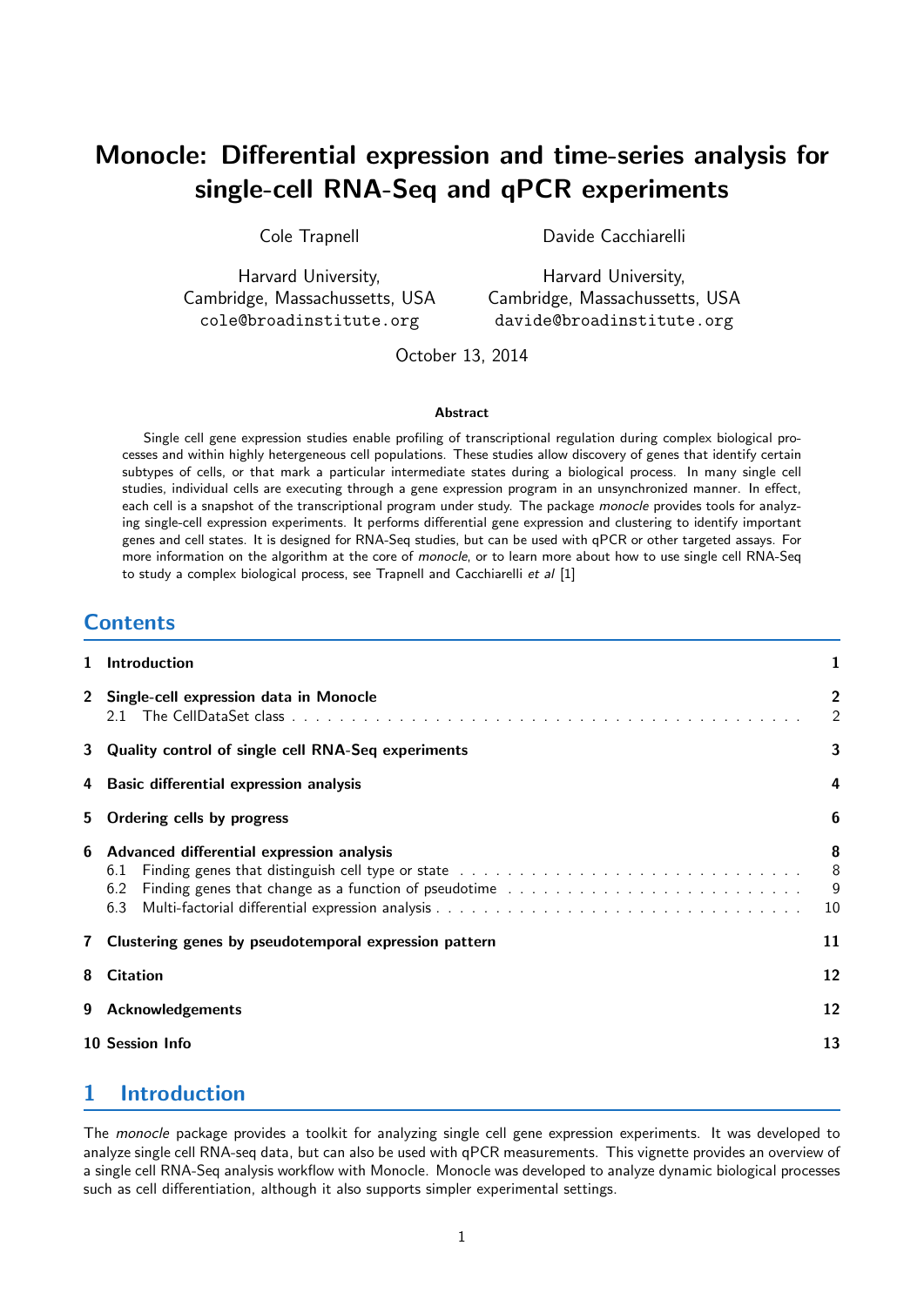# Monocle: Differential expression and time-series analysis for single-cell RNA-Seq and qPCR experiments

Cole Trapnell

Harvard University,
Cambridge, Massachussetts, USA
cole@broadinstitute.org

Davide Cacchiarelli

Harvard University,
Cambridge, Massachussetts, USA
davide@broadinstitute.org

October 13, 2014

**Abstract**

Single cell gene expression studies enable profiling of transcriptional regulation during complex biological processes and within highly hetergeneous cell populations. These studies allow discovery of genes that identify certain subtypes of cells, or that mark a particular intermediate states during a biological process. In many single cell studies, individual cells are executing through a gene expression program in an unsynchronized manner. In effect, each cell is a snapshot of the transcriptional program under study. The package *monocle* provides tools for analyzing single-cell expression experiments. It performs differential gene expression and clustering to identify important genes and cell states. It is designed for RNA-Seq studies, but can be used with qPCR or other targeted assays. For more information on the algorithm at the core of *monocle*, or to learn more about how to use single cell RNA-Seq to study a complex biological process, see Trapnell and Cacchiarelli *et al* [1]

## Contents

| | | |
|---|---|---|
| **1** | **Introduction** | **1** |
| **2** | **Single-cell expression data in Monocle** | **2** |
| | 2.1 The CellDataSet class | 2 |
| **3** | **Quality control of single cell RNA-Seq experiments** | **3** |
| **4** | **Basic differential expression analysis** | **4** |
| **5** | **Ordering cells by progress** | **6** |
| **6** | **Advanced differential expression analysis** | **8** |
| | 6.1 Finding genes that distinguish cell type or state | 8 |
| | 6.2 Finding genes that change as a function of pseudotime | 9 |
| | 6.3 Multi-factorial differential expression analysis | 10 |
| **7** | **Clustering genes by pseudotemporal expression pattern** | **11** |
| **8** | **Citation** | **12** |
| **9** | **Acknowledgements** | **12** |
| **10** | **Session Info** | **13** |

## 1 Introduction

The *monocle* package provides a toolkit for analyzing single cell gene expression experiments. It was developed to analyze single cell RNA-seq data, but can also be used with qPCR measurements. This vignette provides an overview of a single cell RNA-Seq analysis workflow with Monocle. Monocle was developed to analyze dynamic biological processes such as cell differentiation, although it also supports simpler experimental settings.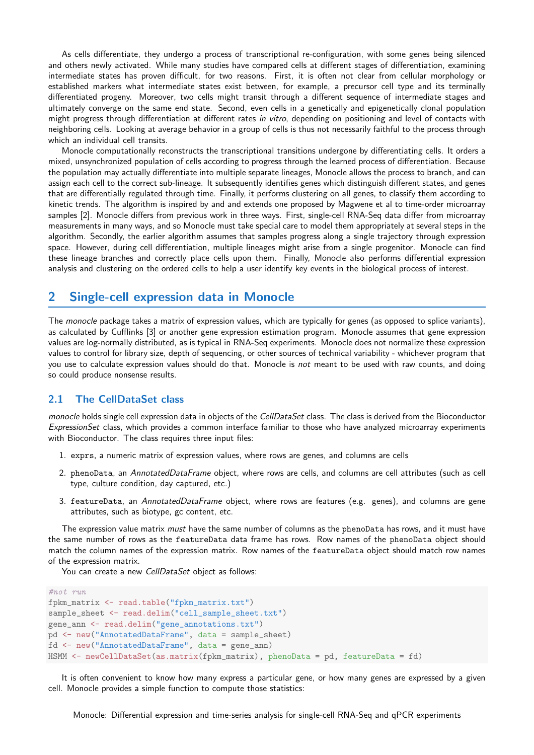As cells differentiate, they undergo a process of transcriptional re-configuration, with some genes being silenced and others newly activated. While many studies have compared cells at different stages of differentiation, examining intermediate states has proven difficult, for two reasons. First, it is often not clear from cellular morphology or established markers what intermediate states exist between, for example, a precursor cell type and its terminally differentiated progeny. Moreover, two cells might transit through a different sequence of intermediate stages and ultimately converge on the same end state. Second, even cells in a genetically and epigenetically clonal population might progress through differentiation at different rates *in vitro*, depending on positioning and level of contacts with neighboring cells. Looking at average behavior in a group of cells is thus not necessarily faithful to the process through which an individual cell transits.

Monocle computationally reconstructs the transcriptional transitions undergone by differentiating cells. It orders a mixed, unsynchronized population of cells according to progress through the learned process of differentiation. Because the population may actually differentiate into multiple separate lineages, Monocle allows the process to branch, and can assign each cell to the correct sub-lineage. It subsequently identifies genes which distinguish different states, and genes that are differentially regulated through time. Finally, it performs clustering on all genes, to classify them according to kinetic trends. The algorithm is inspired by and and extends one proposed by Magwene et al to time-order microarray samples [2]. Monocle differs from previous work in three ways. First, single-cell RNA-Seq data differ from microarray measurements in many ways, and so Monocle must take special care to model them appropriately at several steps in the algorithm. Secondly, the earlier algorithm assumes that samples progress along a single trajectory through expression space. However, during cell differentiation, multiple lineages might arise from a single progenitor. Monocle can find these lineage branches and correctly place cells upon them. Finally, Monocle also performs differential expression analysis and clustering on the ordered cells to help a user identify key events in the biological process of interest.

## 2 Single-cell expression data in Monocle

The *monocle* package takes a matrix of expression values, which are typically for genes (as opposed to splice variants), as calculated by Cufflinks [3] or another gene expression estimation program. Monocle assumes that gene expression values are log-normally distributed, as is typical in RNA-Seq experiments. Monocle does not normalize these expression values to control for library size, depth of sequencing, or other sources of technical variability - whichever program that you use to calculate expression values should do that. Monocle is *not* meant to be used with raw counts, and doing so could produce nonsense results.

### 2.1 The CellDataSet class

*monocle* holds single cell expression data in objects of the *CellDataSet* class. The class is derived from the Bioconductor *ExpressionSet* class, which provides a common interface familiar to those who have analyzed microarray experiments with Bioconductor. The class requires three input files:

1. `exprs`, a numeric matrix of expression values, where rows are genes, and columns are cells
2. `phenoData`, an *AnnotatedDataFrame* object, where rows are cells, and columns are cell attributes (such as cell type, culture condition, day captured, etc.)
3. `featureData`, an *AnnotatedDataFrame* object, where rows are features (e.g. genes), and columns are gene attributes, such as biotype, gc content, etc.

The expression value matrix *must* have the same number of columns as the `phenoData` has rows, and it must have the same number of rows as the `featureData` data frame has rows. Row names of the `phenoData` object should match the column names of the expression matrix. Row names of the `featureData` object should match row names of the expression matrix.

You can create a new *CellDataSet* object as follows:

```
#not run
fpkm_matrix <- read.table("fpkm_matrix.txt")
sample_sheet <- read.delim("cell_sample_sheet.txt")
gene_ann <- read.delim("gene_annotations.txt")
pd <- new("AnnotatedDataFrame", data = sample_sheet)
fd <- new("AnnotatedDataFrame", data = gene_ann)
HSMM <- newCellDataSet(as.matrix(fpkm_matrix), phenoData = pd, featureData = fd)
```

It is often convenient to know how many express a particular gene, or how many genes are expressed by a given cell. Monocle provides a simple function to compute those statistics: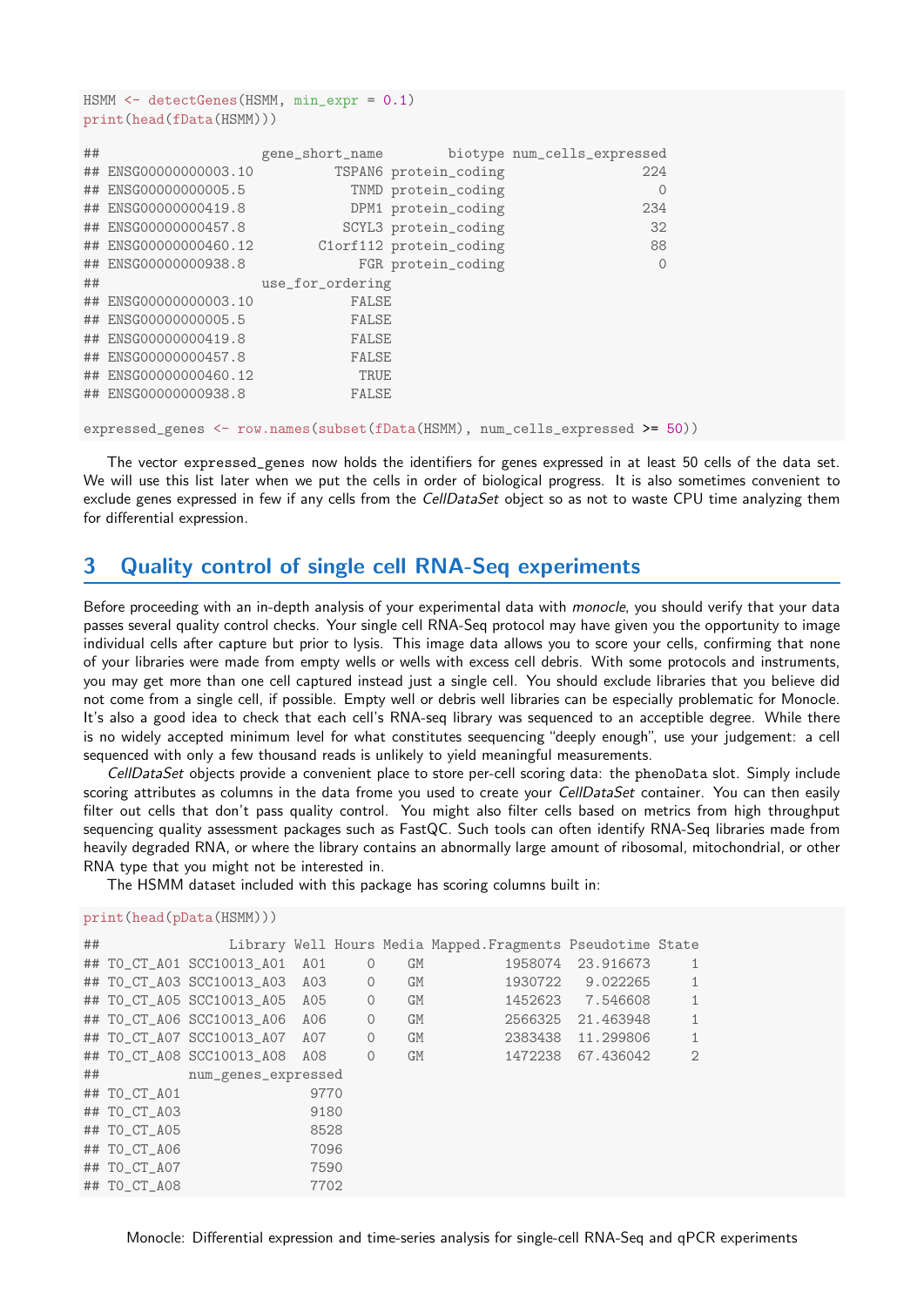```
HSMM <- detectGenes(HSMM, min_expr = 0.1)
print(head(fData(HSMM)))

##                    gene_short_name        biotype num_cells_expressed
## ENSG00000000003.10          TSPAN6 protein_coding                 224
## ENSG00000000005.5             TNMD protein_coding                   0
## ENSG00000000419.8             DPM1 protein_coding                 234
## ENSG00000000457.8            SCYL3 protein_coding                  32
## ENSG00000000460.12        C1orf112 protein_coding                  88
## ENSG00000000938.8              FGR protein_coding                   0
##                    use_for_ordering
## ENSG00000000003.10            FALSE
## ENSG00000000005.5             FALSE
## ENSG00000000419.8             FALSE
## ENSG00000000457.8             FALSE
## ENSG00000000460.12             TRUE
## ENSG00000000938.8             FALSE

expressed_genes <- row.names(subset(fData(HSMM), num_cells_expressed >= 50))
```

The vector `expressed_genes` now holds the identifiers for genes expressed in at least 50 cells of the data set. We will use this list later when we put the cells in order of biological progress. It is also sometimes convenient to exclude genes expressed in few if any cells from the *CellDataSet* object so as not to waste CPU time analyzing them for differential expression.

## 3 Quality control of single cell RNA-Seq experiments

Before proceeding with an in-depth analysis of your experimental data with *monocle*, you should verify that your data passes several quality control checks. Your single cell RNA-Seq protocol may have given you the opportunity to image individual cells after capture but prior to lysis. This image data allows you to score your cells, confirming that none of your libraries were made from empty wells or wells with excess cell debris. With some protocols and instruments, you may get more than one cell captured instead just a single cell. You should exclude libraries that you believe did not come from a single cell, if possible. Empty well or debris well libraries can be especially problematic for Monocle. It's also a good idea to check that each cell's RNA-seq library was sequenced to an acceptible degree. While there is no widely accepted minimum level for what constitutes seequencing "deeply enough", use your judgement: a cell sequenced with only a few thousand reads is unlikely to yield meaningful measurements.

*CellDataSet* objects provide a convenient place to store per-cell scoring data: the `phenoData` slot. Simply include scoring attributes as columns in the data frome you used to create your *CellDataSet* container. You can then easily filter out cells that don't pass quality control. You might also filter cells based on metrics from high throughput sequencing quality assessment packages such as FastQC. Such tools can often identify RNA-Seq libraries made from heavily degraded RNA, or where the library contains an abnormally large amount of ribosomal, mitochondrial, or other RNA type that you might not be interested in.

The HSMM dataset included with this package has scoring columns built in:

```
print(head(pData(HSMM)))

##                Library Well Hours Media Mapped.Fragments Pseudotime State
## T0_CT_A01 SCC10013_A01  A01     0    GM          1958074  23.916673     1
## T0_CT_A03 SCC10013_A03  A03     0    GM          1930722   9.022265     1
## T0_CT_A05 SCC10013_A05  A05     0    GM          1452623   7.546608     1
## T0_CT_A06 SCC10013_A06  A06     0    GM          2566325  21.463948     1
## T0_CT_A07 SCC10013_A07  A07     0    GM          2383438  11.299806     1
## T0_CT_A08 SCC10013_A08  A08     0    GM          1472238  67.436042     2
##           num_genes_expressed
## T0_CT_A01                9770
## T0_CT_A03                9180
## T0_CT_A05                8528
## T0_CT_A06                7096
## T0_CT_A07                7590
## T0_CT_A08                7702
```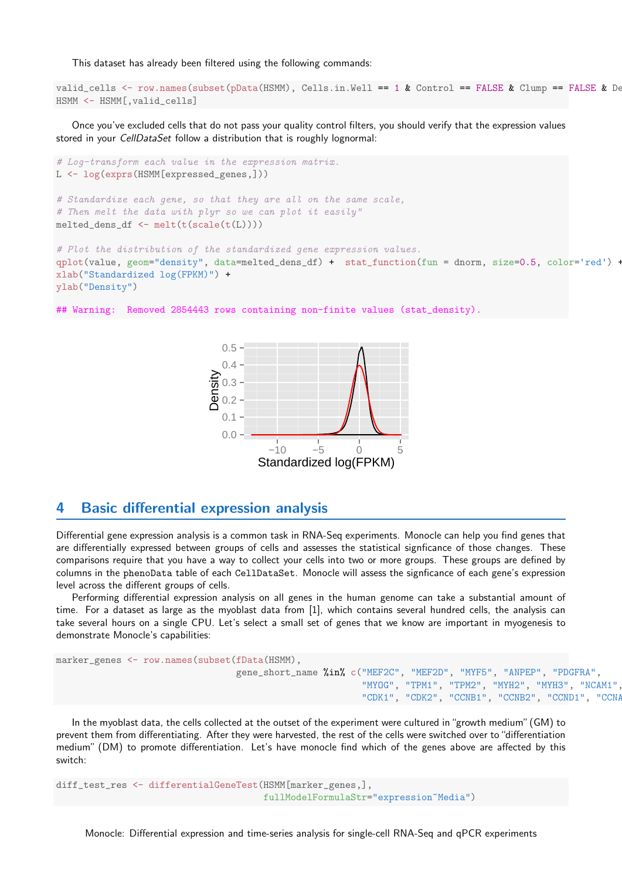This dataset has already been filtered using the following commands:

```
valid_cells <- row.names(subset(pData(HSMM), Cells.in.Well == 1 & Control == FALSE & Clump == FALSE & De
HSMM <- HSMM[,valid_cells]
```

Once you've excluded cells that do not pass your quality control filters, you should verify that the expression values stored in your *CellDataSet* follow a distribution that is roughly lognormal:

```
# Log-transform each value in the expression matrix.
L <- log(exprs(HSMM[expressed_genes,]))

# Standardize each gene, so that they are all on the same scale,
# Then melt the data with plyr so we can plot it easily"
melted_dens_df <- melt(t(scale(t(L))))

# Plot the distribution of the standardized gene expression values.
qplot(value, geom="density", data=melted_dens_df) +  stat_function(fun = dnorm, size=0.5, color='red') +
xlab("Standardized log(FPKM)") +
ylab("Density")

## Warning:  Removed 2854443 rows containing non-finite values (stat_density).
```

## 4 Basic differential expression analysis

Differential gene expression analysis is a common task in RNA-Seq experiments. Monocle can help you find genes that are differentially expressed between groups of cells and assesses the statistical signficance of those changes. These comparisons require that you have a way to collect your cells into two or more groups. These groups are defined by columns in the phenoData table of each CellDataSet. Monocle will assess the signficance of each gene's expression level across the different groups of cells.

Performing differential expression analysis on all genes in the human genome can take a substantial amount of time. For a dataset as large as the myoblast data from [1], which contains several hundred cells, the analysis can take several hours on a single CPU. Let's select a small set of genes that we know are important in myogenesis to demonstrate Monocle's capabilities:

```
marker_genes <- row.names(subset(fData(HSMM),
                                 gene_short_name %in% c("MEF2C", "MEF2D", "MYF5", "ANPEP", "PDGFRA",
                                                        "MYOG", "TPM1", "TPM2", "MYH2", "MYH3", "NCAM1",
                                                        "CDK1", "CDK2", "CCNB1", "CCNB2", "CCND1", "CCNA
```

In the myoblast data, the cells collected at the outset of the experiment were cultured in "growth medium" (GM) to prevent them from differentiating. After they were harvested, the rest of the cells were switched over to "differentiation medium" (DM) to promote differentiation. Let's have monocle find which of the genes above are affected by this switch:

```
diff_test_res <- differentialGeneTest(HSMM[marker_genes,],
                                      fullModelFormulaStr="expression~Media")
```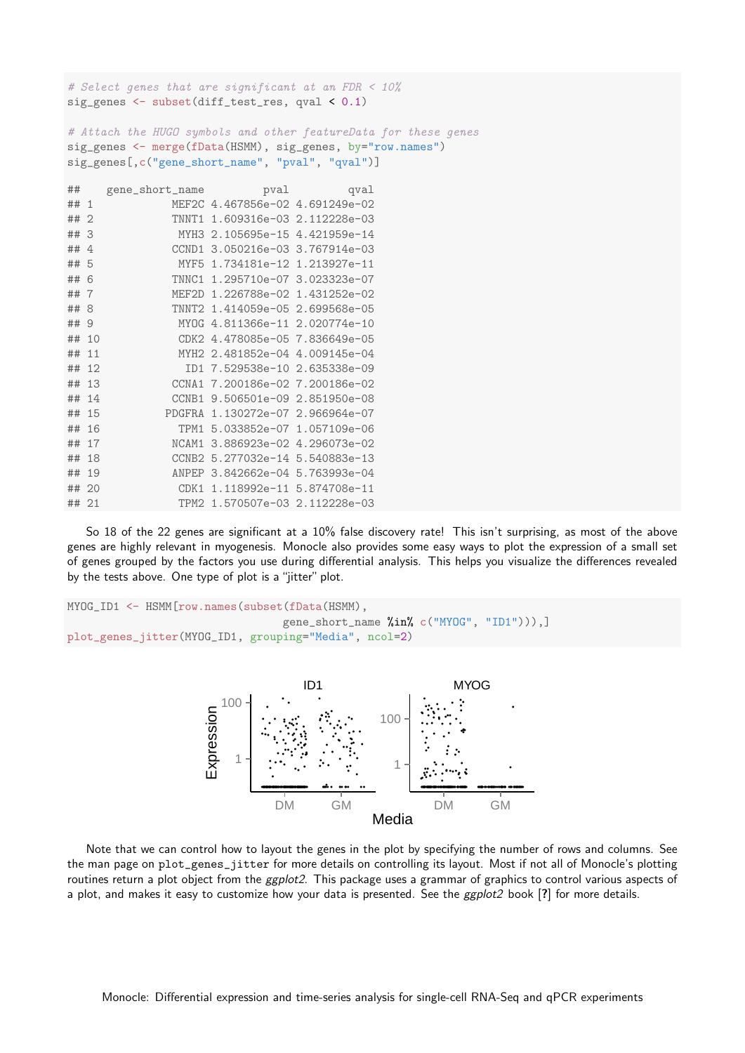```
# Select genes that are significant at an FDR < 10%
sig_genes <- subset(diff_test_res, qval < 0.1)

# Attach the HUGO symbols and other featureData for these genes
sig_genes <- merge(fData(HSMM), sig_genes, by="row.names")
sig_genes[,c("gene_short_name", "pval", "qval")]

##    gene_short_name         pval         qval
## 1            MEF2C 4.467856e-02 4.691249e-02
## 2            TNNT1 1.609316e-03 2.112228e-03
## 3             MYH3 2.105695e-15 4.421959e-14
## 4            CCND1 3.050216e-03 3.767914e-03
## 5             MYF5 1.734181e-12 1.213927e-11
## 6            TNNC1 1.295710e-07 3.023323e-07
## 7            MEF2D 1.226788e-02 1.431252e-02
## 8            TNNT2 1.414059e-05 2.699568e-05
## 9             MYOG 4.811366e-11 2.020774e-10
## 10            CDK2 4.478085e-05 7.836649e-05
## 11            MYH2 2.481852e-04 4.009145e-04
## 12             ID1 7.529538e-10 2.635338e-09
## 13           CCNA1 7.200186e-02 7.200186e-02
## 14           CCNB1 9.506501e-09 2.851950e-08
## 15          PDGFRA 1.130272e-07 2.966964e-07
## 16            TPM1 5.033852e-07 1.057109e-06
## 17           NCAM1 3.886923e-02 4.296073e-02
## 18           CCNB2 5.277032e-14 5.540883e-13
## 19           ANPEP 3.842662e-04 5.763993e-04
## 20            CDK1 1.118992e-11 5.874708e-11
## 21            TPM2 1.570507e-03 2.112228e-03
```

So 18 of the 22 genes are significant at a 10% false discovery rate! This isn't surprising, as most of the above genes are highly relevant in myogenesis. Monocle also provides some easy ways to plot the expression of a small set of genes grouped by the factors you use during differential analysis. This helps you visualize the differences revealed by the tests above. One type of plot is a "jitter" plot.

```
MYOG_ID1 <- HSMM[row.names(subset(fData(HSMM),
                                  gene_short_name %in% c("MYOG", "ID1"))),]
plot_genes_jitter(MYOG_ID1, grouping="Media", ncol=2)
```

Note that we can control how to layout the genes in the plot by specifying the number of rows and columns. See the man page on plot_genes_jitter for more details on controlling its layout. Most if not all of Monocle's plotting routines return a plot object from the *ggplot2*. This package uses a grammar of graphics to control various aspects of a plot, and makes it easy to customize how your data is presented. See the *ggplot2* book [?] for more details.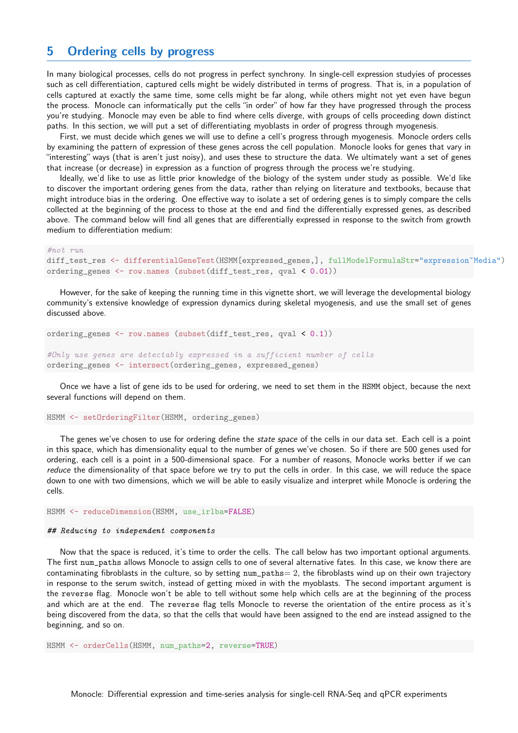## 5 Ordering cells by progress

In many biological processes, cells do not progress in perfect synchrony. In single-cell expression studyies of processes such as cell differentiation, captured cells might be widely distributed in terms of progress. That is, in a population of cells captured at exactly the same time, some cells might be far along, while others might not yet even have begun the process. Monocle can informatically put the cells "in order" of how far they have progressed through the process you're studying. Monocle may even be able to find where cells diverge, with groups of cells proceeding down distinct paths. In this section, we will put a set of differentiating myoblasts in order of progress through myogenesis.

First, we must decide which genes we will use to define a cell's progress through myogenesis. Monocle orders cells by examining the pattern of expression of these genes across the cell population. Monocle looks for genes that vary in "interesting" ways (that is aren't just noisy), and uses these to structure the data. We ultimately want a set of genes that increase (or decrease) in expression as a function of progress through the process we're studying.

Ideally, we'd like to use as little prior knowledge of the biology of the system under study as possible. We'd like to discover the important ordering genes from the data, rather than relying on literature and textbooks, because that might introduce bias in the ordering. One effective way to isolate a set of ordering genes is to simply compare the cells collected at the beginning of the process to those at the end and find the differentially expressed genes, as described above. The command below will find all genes that are differentially expressed in response to the switch from growth medium to differentiation medium:

```
#not run
diff_test_res <- differentialGeneTest(HSMM[expressed_genes,], fullModelFormulaStr="expression~Media")
ordering_genes <- row.names (subset(diff_test_res, qval < 0.01))
```

However, for the sake of keeping the running time in this vignette short, we will leverage the developmental biology community's extensive knowledge of expression dynamics during skeletal myogenesis, and use the small set of genes discussed above.

```
ordering_genes <- row.names (subset(diff_test_res, qval < 0.1))

#Only use genes are detectably expressed in a sufficient number of cells
ordering_genes <- intersect(ordering_genes, expressed_genes)
```

Once we have a list of gene ids to be used for ordering, we need to set them in the HSMM object, because the next several functions will depend on them.

```
HSMM <- setOrderingFilter(HSMM, ordering_genes)
```

The genes we've chosen to use for ordering define the *state space* of the cells in our data set. Each cell is a point in this space, which has dimensionality equal to the number of genes we've chosen. So if there are 500 genes used for ordering, each cell is a point in a 500-dimensional space. For a number of reasons, Monocle works better if we can *reduce* the dimensionality of that space before we try to put the cells in order. In this case, we will reduce the space down to one with two dimensions, which we will be able to easily visualize and interpret while Monocle is ordering the cells.

```
HSMM <- reduceDimension(HSMM, use_irlba=FALSE)

## Reducing to independent components
```

Now that the space is reduced, it's time to order the cells. The call below has two important optional arguments. The first num_paths allows Monocle to assign cells to one of several alternative fates. In this case, we know there are contaminating fibroblasts in the culture, so by setting num_paths$=2$, the fibroblasts wind up on their own trajectory in response to the serum switch, instead of getting mixed in with the myoblasts. The second important argument is the reverse flag. Monocle won't be able to tell without some help which cells are at the beginning of the process and which are at the end. The reverse flag tells Monocle to reverse the orientation of the entire process as it's being discovered from the data, so that the cells that would have been assigned to the end are instead assigned to the beginning, and so on.

```
HSMM <- orderCells(HSMM, num_paths=2, reverse=TRUE)
```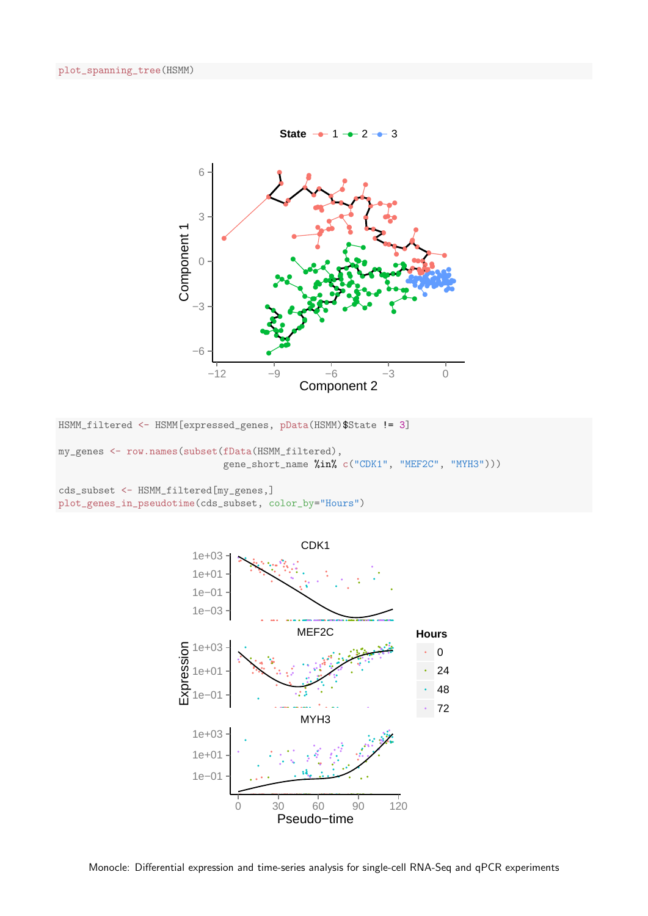```
plot_spanning_tree(HSMM)
```

```
HSMM_filtered <- HSMM[expressed_genes, pData(HSMM)$State != 3]

my_genes <- row.names(subset(fData(HSMM_filtered),
                             gene_short_name %in% c("CDK1", "MEF2C", "MYH3")))

cds_subset <- HSMM_filtered[my_genes,]
plot_genes_in_pseudotime(cds_subset, color_by="Hours")
```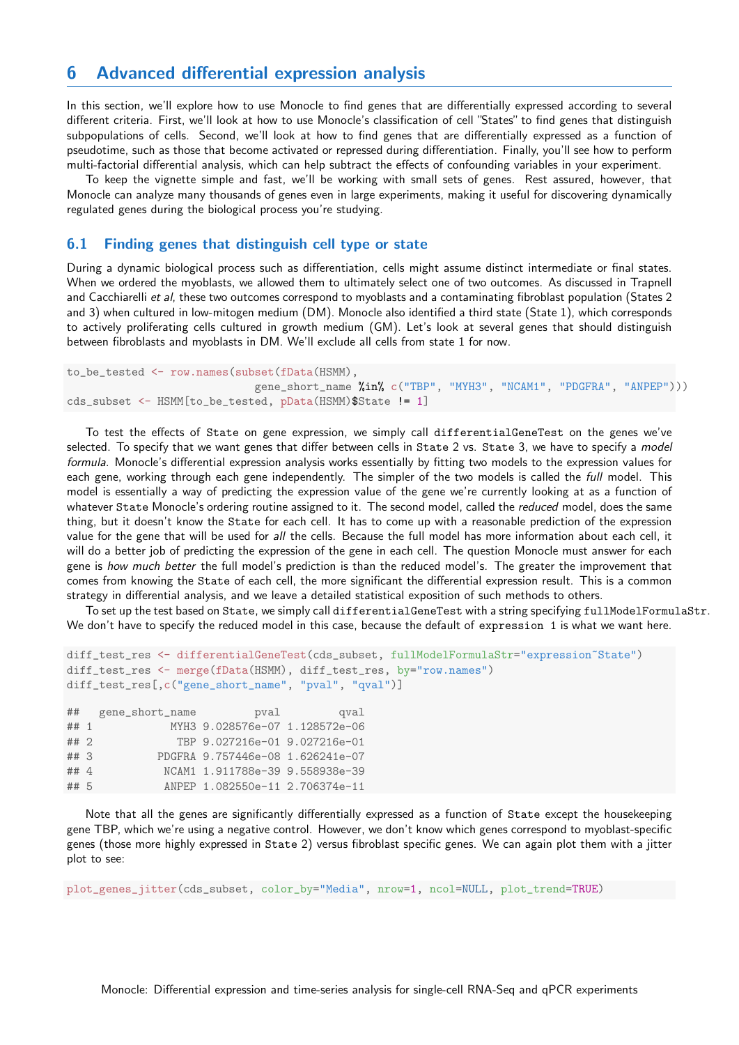# 6 Advanced differential expression analysis

In this section, we'll explore how to use Monocle to find genes that are differentially expressed according to several different criteria. First, we'll look at how to use Monocle's classification of cell "States" to find genes that distinguish subpopulations of cells. Second, we'll look at how to find genes that are differentially expressed as a function of pseudotime, such as those that become activated or repressed during differentiation. Finally, you'll see how to perform multi-factorial differential analysis, which can help subtract the effects of confounding variables in your experiment.

To keep the vignette simple and fast, we'll be working with small sets of genes. Rest assured, however, that Monocle can analyze many thousands of genes even in large experiments, making it useful for discovering dynamically regulated genes during the biological process you're studying.

## 6.1 Finding genes that distinguish cell type or state

During a dynamic biological process such as differentiation, cells might assume distinct intermediate or final states. When we ordered the myoblasts, we allowed them to ultimately select one of two outcomes. As discussed in Trapnell and Cacchiarelli *et al*, these two outcomes correspond to myoblasts and a contaminating fibroblast population (States 2 and 3) when cultured in low-mitogen medium (DM). Monocle also identified a third state (State 1), which corresponds to actively proliferating cells cultured in growth medium (GM). Let's look at several genes that should distinguish between fibroblasts and myoblasts in DM. We'll exclude all cells from state 1 for now.

```
to_be_tested <- row.names(subset(fData(HSMM),
                             gene_short_name %in% c("TBP", "MYH3", "NCAM1", "PDGFRA", "ANPEP")))
cds_subset <- HSMM[to_be_tested, pData(HSMM)$State != 1]
```

To test the effects of `State` on gene expression, we simply call `differentialGeneTest` on the genes we've selected. To specify that we want genes that differ between cells in `State` 2 vs. `State` 3, we have to specify a *model formula*. Monocle's differential expression analysis works essentially by fitting two models to the expression values for each gene, working through each gene independently. The simpler of the two models is called the *full* model. This model is essentially a way of predicting the expression value of the gene we're currently looking at as a function of whatever `State` Monocle's ordering routine assigned to it. The second model, called the *reduced* model, does the same thing, but it doesn't know the `State` for each cell. It has to come up with a reasonable prediction of the expression value for the gene that will be used for *all* the cells. Because the full model has more information about each cell, it will do a better job of predicting the expression of the gene in each cell. The question Monocle must answer for each gene is *how much better* the full model's prediction is than the reduced model's. The greater the improvement that comes from knowing the `State` of each cell, the more significant the differential expression result. This is a common strategy in differential analysis, and we leave a detailed statistical exposition of such methods to others.

To set up the test based on `State`, we simply call `differentialGeneTest` with a string specifying `fullModelFormulaStr`. We don't have to specify the reduced model in this case, because the default of `expression 1` is what we want here.

```
diff_test_res <- differentialGeneTest(cds_subset, fullModelFormulaStr="expression~State")
diff_test_res <- merge(fData(HSMM), diff_test_res, by="row.names")
diff_test_res[,c("gene_short_name", "pval", "qval")]

##   gene_short_name         pval         qval
## 1            MYH3 9.028576e-07 1.128572e-06
## 2             TBP 9.027216e-01 9.027216e-01
## 3          PDGFRA 9.757446e-08 1.626241e-07
## 4           NCAM1 1.911788e-39 9.558938e-39
## 5           ANPEP 1.082550e-11 2.706374e-11
```

Note that all the genes are significantly differentially expressed as a function of `State` except the housekeeping gene TBP, which we're using a negative control. However, we don't know which genes correspond to myoblast-specific genes (those more highly expressed in `State` 2) versus fibroblast specific genes. We can again plot them with a jitter plot to see:

```
plot_genes_jitter(cds_subset, color_by="Media", nrow=1, ncol=NULL, plot_trend=TRUE)
```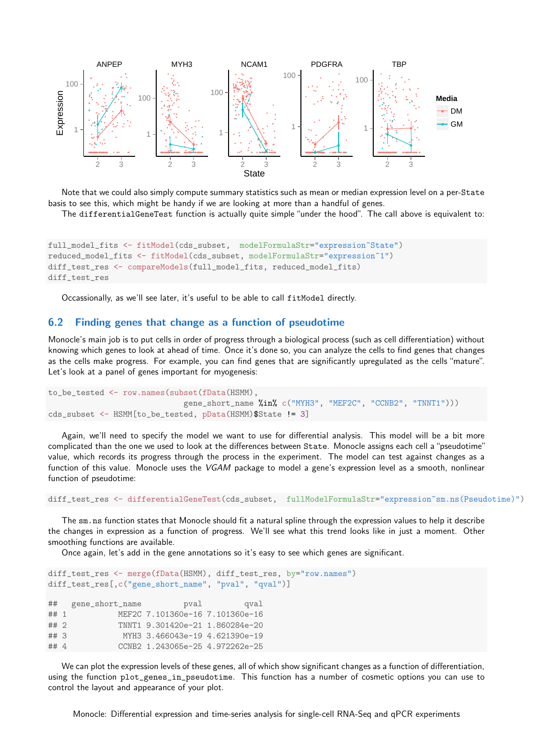Note that we could also simply compute summary statistics such as mean or median expression level on a per-State basis to see this, which might be handy if we are looking at more than a handful of genes.

The differentialGeneTest function is actually quite simple "under the hood". The call above is equivalent to:

```
full_model_fits <- fitModel(cds_subset,  modelFormulaStr="expression~State")
reduced_model_fits <- fitModel(cds_subset, modelFormulaStr="expression~1")
diff_test_res <- compareModels(full_model_fits, reduced_model_fits)
diff_test_res
```

Occassionally, as we'll see later, it's useful to be able to call fitModel directly.

## 6.2 Finding genes that change as a function of pseudotime

Monocle's main job is to put cells in order of progress through a biological process (such as cell differentiation) without knowing which genes to look at ahead of time. Once it's done so, you can analyze the cells to find genes that changes as the cells make progress. For example, you can find genes that are significantly upregulated as the cells "mature". Let's look at a panel of genes important for myogenesis:

```
to_be_tested <- row.names(subset(fData(HSMM),
                          gene_short_name %in% c("MYH3", "MEF2C", "CCNB2", "TNNT1")))
cds_subset <- HSMM[to_be_tested, pData(HSMM)$State != 3]
```

Again, we'll need to specify the model we want to use for differential analysis. This model will be a bit more complicated than the one we used to look at the differences between State. Monocle assigns each cell a "pseudotime" value, which records its progress through the process in the experiment. The model can test against changes as a function of this value. Monocle uses the *VGAM* package to model a gene's expression level as a smooth, nonlinear function of pseudotime:

```
diff_test_res <- differentialGeneTest(cds_subset,  fullModelFormulaStr="expression~sm.ns(Pseudotime)")
```

The sm.ns function states that Monocle should fit a natural spline through the expression values to help it describe the changes in expression as a function of progress. We'll see what this trend looks like in just a moment. Other smoothing functions are available.

Once again, let's add in the gene annotations so it's easy to see which genes are significant.

```
diff_test_res <- merge(fData(HSMM), diff_test_res, by="row.names")
diff_test_res[,c("gene_short_name", "pval", "qval")]

##   gene_short_name         pval         qval
## 1           MEF2C 7.101360e-16 7.101360e-16
## 2           TNNT1 9.301420e-21 1.860284e-20
## 3            MYH3 3.466043e-19 4.621390e-19
## 4           CCNB2 1.243065e-25 4.972262e-25
```

We can plot the expression levels of these genes, all of which show significant changes as a function of differentiation, using the function plot_genes_in_pseudotime. This function has a number of cosmetic options you can use to control the layout and appearance of your plot.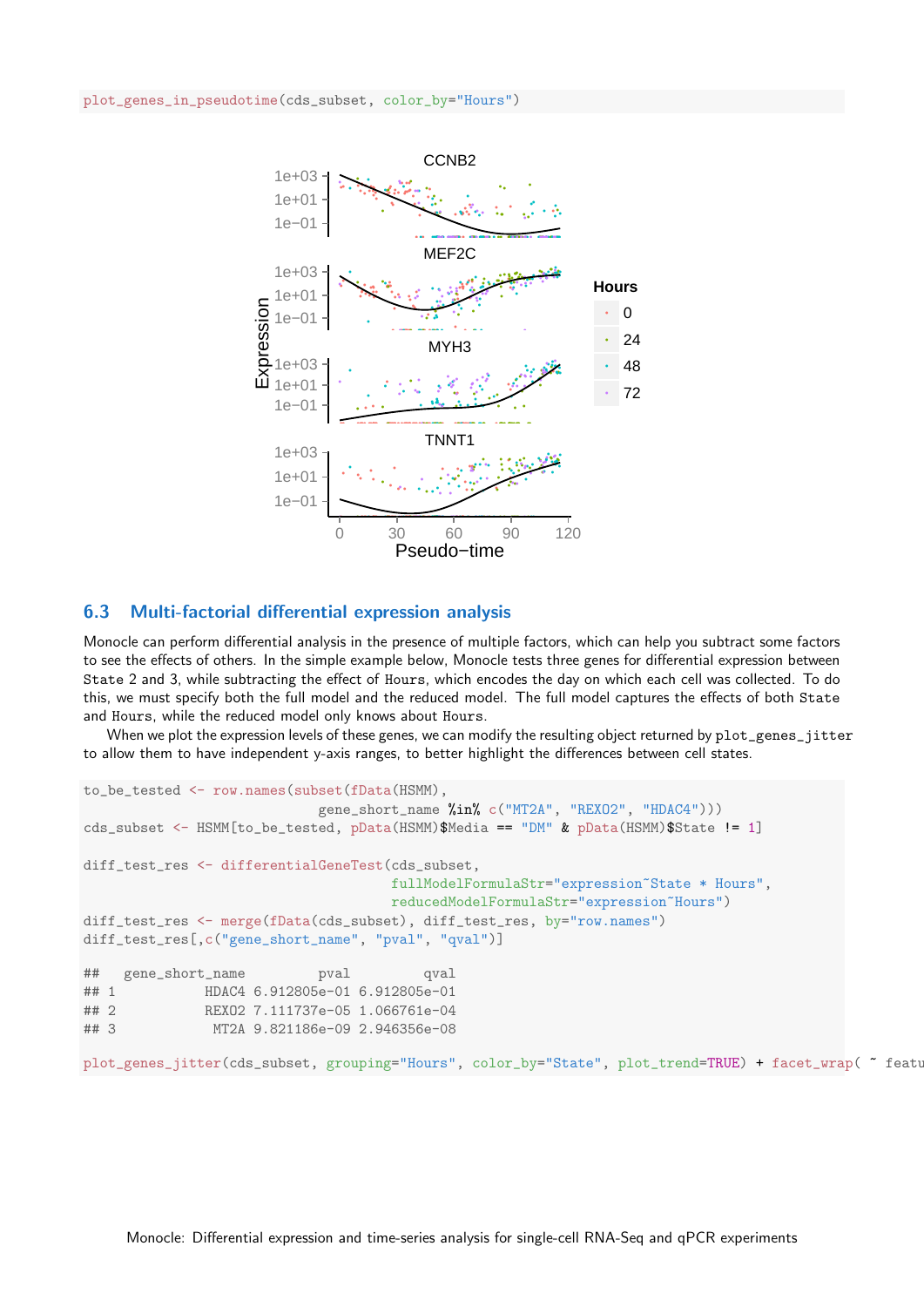```
plot_genes_in_pseudotime(cds_subset, color_by="Hours")
```

## 6.3 Multi-factorial differential expression analysis

Monocle can perform differential analysis in the presence of multiple factors, which can help you subtract some factors to see the effects of others. In the simple example below, Monocle tests three genes for differential expression between State 2 and 3, while subtracting the effect of Hours, which encodes the day on which each cell was collected. To do this, we must specify both the full model and the reduced model. The full model captures the effects of both State and Hours, while the reduced model only knows about Hours.

When we plot the expression levels of these genes, we can modify the resulting object returned by plot_genes_jitter to allow them to have independent y-axis ranges, to better highlight the differences between cell states.

```
to_be_tested <- row.names(subset(fData(HSMM),
                          gene_short_name %in% c("MT2A", "REXO2", "HDAC4")))
cds_subset <- HSMM[to_be_tested, pData(HSMM)$Media == "DM" & pData(HSMM)$State != 1]

diff_test_res <- differentialGeneTest(cds_subset,
                                      fullModelFormulaStr="expression~State * Hours",
                                      reducedModelFormulaStr="expression~Hours")
diff_test_res <- merge(fData(cds_subset), diff_test_res, by="row.names")
diff_test_res[,c("gene_short_name", "pval", "qval")]

##   gene_short_name         pval         qval
## 1           HDAC4 6.912805e-01 6.912805e-01
## 2           REXO2 7.111737e-05 1.066761e-04
## 3            MT2A 9.821186e-09 2.946356e-08

plot_genes_jitter(cds_subset, grouping="Hours", color_by="State", plot_trend=TRUE) + facet_wrap( ~ featu
```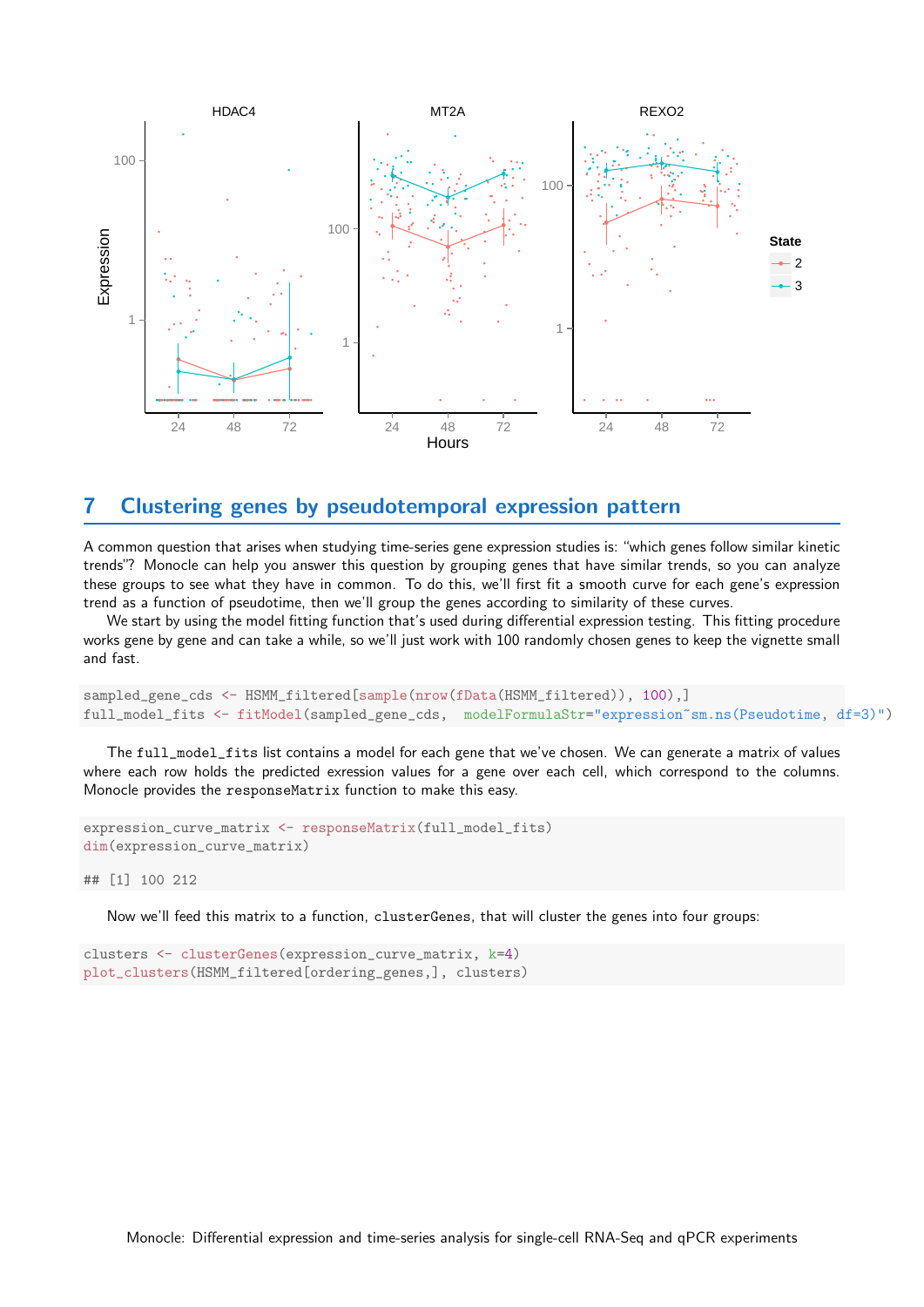## 7 Clustering genes by pseudotemporal expression pattern

A common question that arises when studying time-series gene expression studies is: "which genes follow similar kinetic trends"? Monocle can help you answer this question by grouping genes that have similar trends, so you can analyze these groups to see what they have in common. To do this, we'll first fit a smooth curve for each gene's expression trend as a function of pseudotime, then we'll group the genes according to similarity of these curves.

We start by using the model fitting function that's used during differential expression testing. This fitting procedure works gene by gene and can take a while, so we'll just work with 100 randomly chosen genes to keep the vignette small and fast.

```
sampled_gene_cds <- HSMM_filtered[sample(nrow(fData(HSMM_filtered)), 100),]
full_model_fits <- fitModel(sampled_gene_cds,  modelFormulaStr="expression~sm.ns(Pseudotime, df=3)")
```

The `full_model_fits` list contains a model for each gene that we've chosen. We can generate a matrix of values where each row holds the predicted exression values for a gene over each cell, which correspond to the columns. Monocle provides the `responseMatrix` function to make this easy.

```
expression_curve_matrix <- responseMatrix(full_model_fits)
dim(expression_curve_matrix)

## [1] 100 212
```

Now we'll feed this matrix to a function, `clusterGenes`, that will cluster the genes into four groups:

```
clusters <- clusterGenes(expression_curve_matrix, k=4)
plot_clusters(HSMM_filtered[ordering_genes,], clusters)
```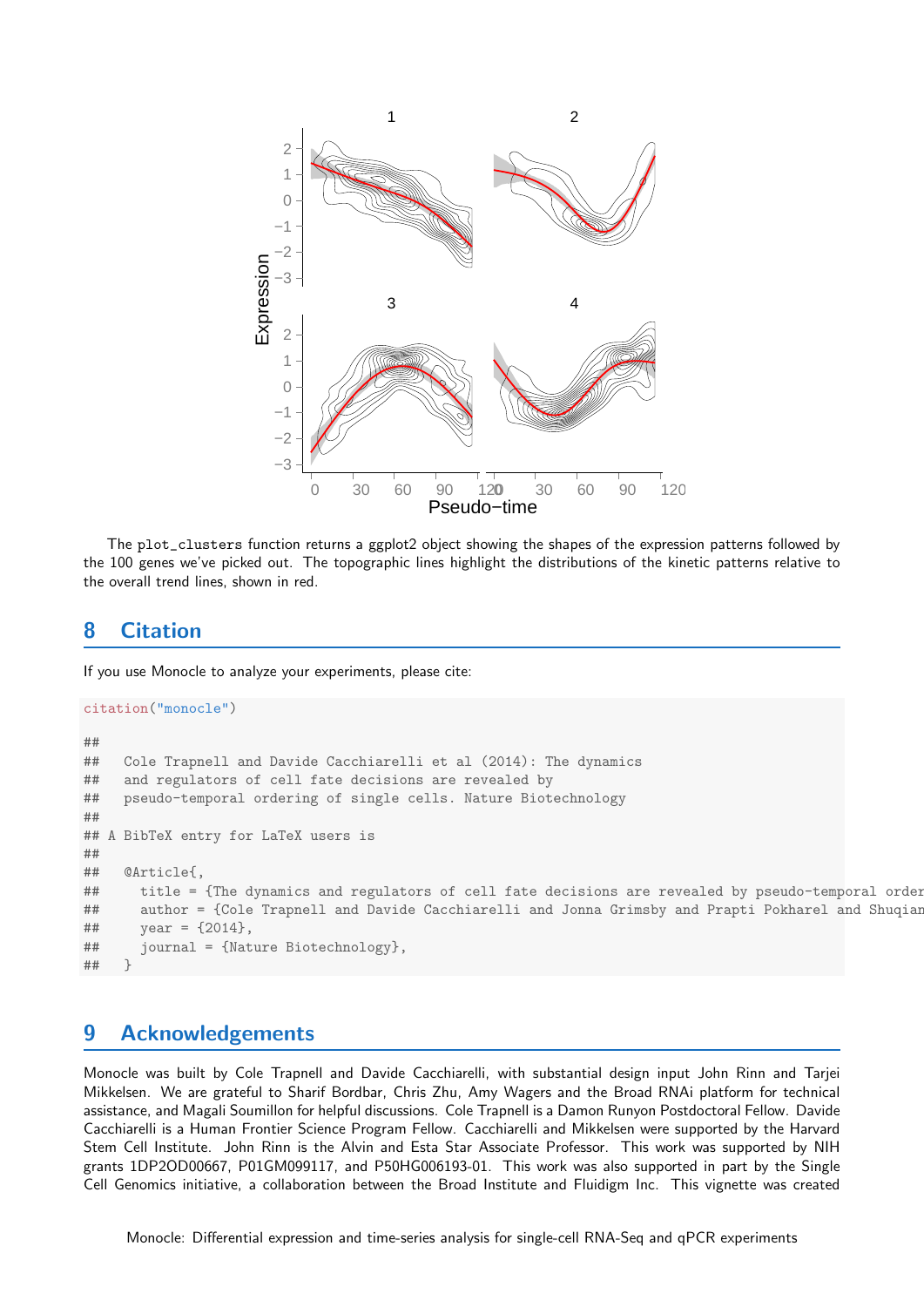The `plot_clusters` function returns a ggplot2 object showing the shapes of the expression patterns followed by the 100 genes we've picked out. The topographic lines highlight the distributions of the kinetic patterns relative to the overall trend lines, shown in red.

## 8 Citation

If you use Monocle to analyze your experiments, please cite:

```
citation("monocle")

##
##   Cole Trapnell and Davide Cacchiarelli et al (2014): The dynamics
##   and regulators of cell fate decisions are revealed by
##   pseudo-temporal ordering of single cells. Nature Biotechnology
##
## A BibTeX entry for LaTeX users is
##
##   @Article{,
##     title = {The dynamics and regulators of cell fate decisions are revealed by pseudo-temporal order
##     author = {Cole Trapnell and Davide Cacchiarelli and Jonna Grimsby and Prapti Pokharel and Shuqian
##     year = {2014},
##     journal = {Nature Biotechnology},
##   }
```

## 9 Acknowledgements

Monocle was built by Cole Trapnell and Davide Cacchiarelli, with substantial design input John Rinn and Tarjei Mikkelsen. We are grateful to Sharif Bordbar, Chris Zhu, Amy Wagers and the Broad RNAi platform for technical assistance, and Magali Soumillon for helpful discussions. Cole Trapnell is a Damon Runyon Postdoctoral Fellow. Davide Cacchiarelli is a Human Frontier Science Program Fellow. Cacchiarelli and Mikkelsen were supported by the Harvard Stem Cell Institute. John Rinn is the Alvin and Esta Star Associate Professor. This work was supported by NIH grants 1DP2OD00667, P01GM099117, and P50HG006193-01. This work was also supported in part by the Single Cell Genomics initiative, a collaboration between the Broad Institute and Fluidigm Inc. This vignette was created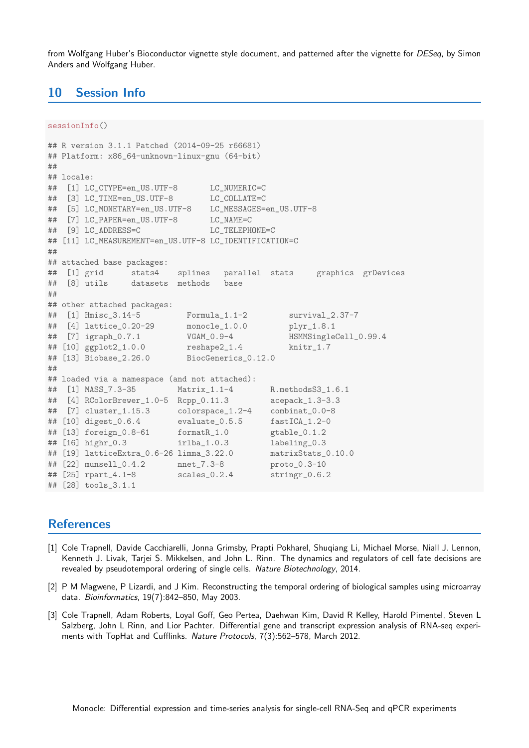from Wolfgang Huber's Bioconductor vignette style document, and patterned after the vignette for *DESeq*, by Simon Anders and Wolfgang Huber.

## 10 Session Info

```
sessionInfo()

## R version 3.1.1 Patched (2014-09-25 r66681)
## Platform: x86_64-unknown-linux-gnu (64-bit)
##
## locale:
##  [1] LC_CTYPE=en_US.UTF-8       LC_NUMERIC=C
##  [3] LC_TIME=en_US.UTF-8        LC_COLLATE=C
##  [5] LC_MONETARY=en_US.UTF-8    LC_MESSAGES=en_US.UTF-8
##  [7] LC_PAPER=en_US.UTF-8       LC_NAME=C
##  [9] LC_ADDRESS=C               LC_TELEPHONE=C
## [11] LC_MEASUREMENT=en_US.UTF-8 LC_IDENTIFICATION=C
##
## attached base packages:
##  [1] grid      stats4    splines   parallel  stats     graphics  grDevices
##  [8] utils     datasets  methods   base
##
## other attached packages:
##  [1] Hmisc_3.14-5          Formula_1.1-2         survival_2.37-7
##  [4] lattice_0.20-29       monocle_1.0.0         plyr_1.8.1
##  [7] igraph_0.7.1          VGAM_0.9-4            HSMMSingleCell_0.99.4
## [10] ggplot2_1.0.0         reshape2_1.4          knitr_1.7
## [13] Biobase_2.26.0        BiocGenerics_0.12.0
##
## loaded via a namespace (and not attached):
##  [1] MASS_7.3-35         Matrix_1.1-4        R.methodsS3_1.6.1
##  [4] RColorBrewer_1.0-5  Rcpp_0.11.3         acepack_1.3-3.3
##  [7] cluster_1.15.3      colorspace_1.2-4    combinat_0.0-8
## [10] digest_0.6.4        evaluate_0.5.5      fastICA_1.2-0
## [13] foreign_0.8-61      formatR_1.0         gtable_0.1.2
## [16] highr_0.3           irlba_1.0.3         labeling_0.3
## [19] latticeExtra_0.6-26 limma_3.22.0        matrixStats_0.10.0
## [22] munsell_0.4.2       nnet_7.3-8          proto_0.3-10
## [25] rpart_4.1-8         scales_0.2.4        stringr_0.6.2
## [28] tools_3.1.1
```

## References

[1] Cole Trapnell, Davide Cacchiarelli, Jonna Grimsby, Prapti Pokharel, Shuqiang Li, Michael Morse, Niall J. Lennon, Kenneth J. Livak, Tarjei S. Mikkelsen, and John L. Rinn. The dynamics and regulators of cell fate decisions are revealed by pseudotemporal ordering of single cells. *Nature Biotechnology*, 2014.

[2] P M Magwene, P Lizardi, and J Kim. Reconstructing the temporal ordering of biological samples using microarray data. *Bioinformatics*, 19(7):842–850, May 2003.

[3] Cole Trapnell, Adam Roberts, Loyal Goff, Geo Pertea, Daehwan Kim, David R Kelley, Harold Pimentel, Steven L Salzberg, John L Rinn, and Lior Pachter. Differential gene and transcript expression analysis of RNA-seq experiments with TopHat and Cufflinks. *Nature Protocols*, 7(3):562–578, March 2012.